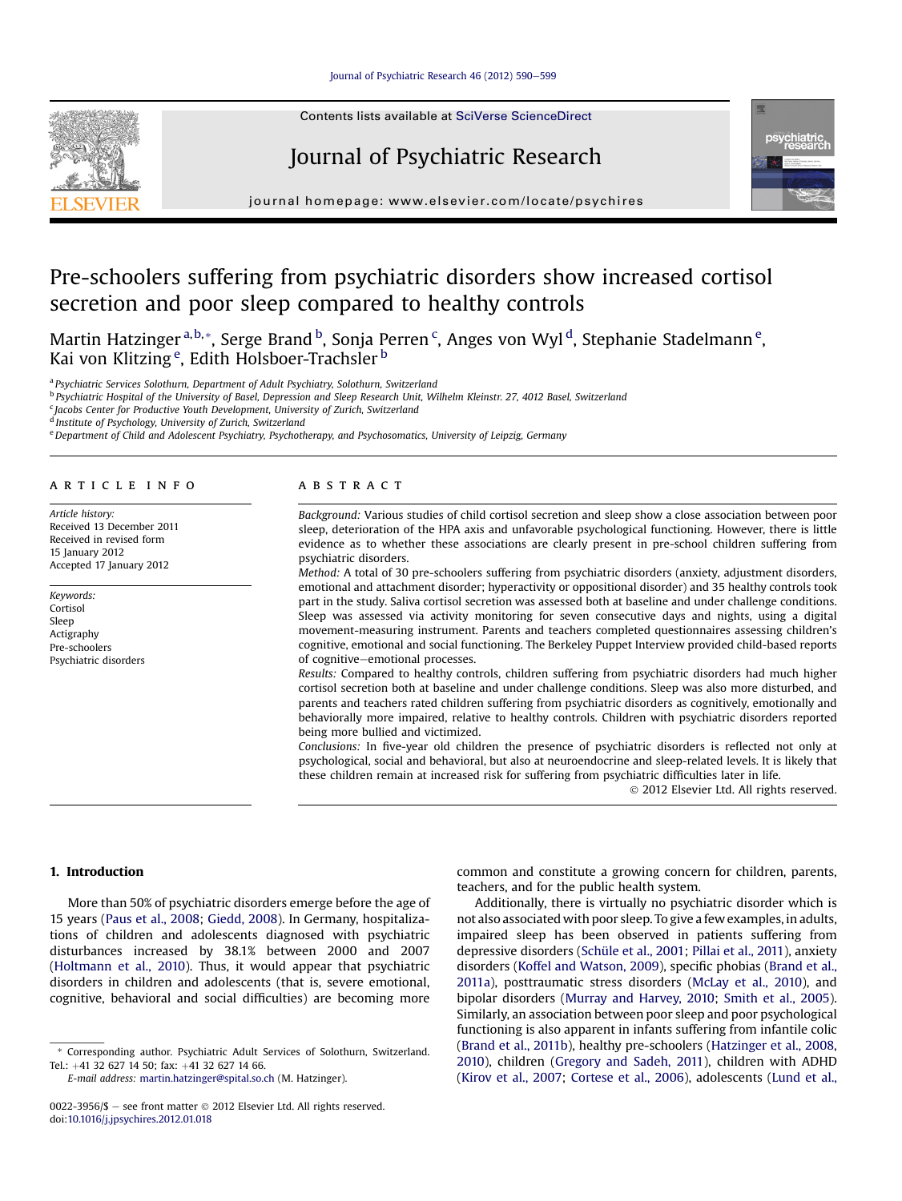# Pre-schoolers suffering from psychiatric disorders show increased cortisol secretion and poor sleep compared to healthy controls

Martin Hatzinger [a,b,*], Serge Brand [b], Sonja Perren [c], Anges von Wyl [d], Stephanie Stadelmann [e], Kai von Klitzing [e], Edith Holsboer-Trachsler [b]

[a] Psychiatric Services Solothurn, Department of Adult Psychiatry, Solothurn, Switzerland
[b] Psychiatric Hospital of the University of Basel, Depression and Sleep Research Unit, Wilhelm Kleinstr. 27, 4012 Basel, Switzerland
[c] Jacobs Center for Productive Youth Development, University of Zurich, Switzerland
[d] Institute of Psychology, University of Zurich, Switzerland
[e] Department of Child and Adolescent Psychiatry, Psychotherapy, and Psychosomatics, University of Leipzig, Germany

## ARTICLE INFO

*Article history:*
Received 13 December 2011
Received in revised form 15 January 2012
Accepted 17 January 2012

*Keywords:*
Cortisol
Sleep
Actigraphy
Pre-schoolers
Psychiatric disorders

## ABSTRACT

*Background:* Various studies of child cortisol secretion and sleep show a close association between poor sleep, deterioration of the HPA axis and unfavorable psychological functioning. However, there is little evidence as to whether these associations are clearly present in pre-school children suffering from psychiatric disorders.

*Method:* A total of 30 pre-schoolers suffering from psychiatric disorders (anxiety, adjustment disorders, emotional and attachment disorder; hyperactivity or oppositional disorder) and 35 healthy controls took part in the study. Saliva cortisol secretion was assessed both at baseline and under challenge conditions. Sleep was assessed via activity monitoring for seven consecutive days and nights, using a digital movement-measuring instrument. Parents and teachers completed questionnaires assessing children's cognitive, emotional and social functioning. The Berkeley Puppet Interview provided child-based reports of cognitive–emotional processes.

*Results:* Compared to healthy controls, children suffering from psychiatric disorders had much higher cortisol secretion both at baseline and under challenge conditions. Sleep was also more disturbed, and parents and teachers rated children suffering from psychiatric disorders as cognitively, emotionally and behaviorally more impaired, relative to healthy controls. Children with psychiatric disorders reported being more bullied and victimized.

*Conclusions:* In five-year old children the presence of psychiatric disorders is reflected not only at psychological, social and behavioral, but also at neuroendocrine and sleep-related levels. It is likely that these children remain at increased risk for suffering from psychiatric difficulties later in life.

© 2012 Elsevier Ltd. All rights reserved.

## 1. Introduction

More than 50% of psychiatric disorders emerge before the age of 15 years (Paus et al., 2008; Giedd, 2008). In Germany, hospitalizations of children and adolescents diagnosed with psychiatric disturbances increased by 38.1% between 2000 and 2007 (Holtmann et al., 2010). Thus, it would appear that psychiatric disorders in children and adolescents (that is, severe emotional, cognitive, behavioral and social difficulties) are becoming more common and constitute a growing concern for children, parents, teachers, and for the public health system.

Additionally, there is virtually no psychiatric disorder which is not also associated with poor sleep. To give a few examples, in adults, impaired sleep has been observed in patients suffering from depressive disorders (Schüle et al., 2001; Pillai et al., 2011), anxiety disorders (Koffel and Watson, 2009), specific phobias (Brand et al., 2011a), posttraumatic stress disorders (McLay et al., 2010), and bipolar disorders (Murray and Harvey, 2010; Smith et al., 2005). Similarly, an association between poor sleep and poor psychological functioning is also apparent in infants suffering from infantile colic (Brand et al., 2011b), healthy pre-schoolers (Hatzinger et al., 2008, 2010), children (Gregory and Sadeh, 2011), children with ADHD (Kirov et al., 2007; Cortese et al., 2006), adolescents (Lund et al.,

\* Corresponding author. Psychiatric Adult Services of Solothurn, Switzerland. Tel.: +41 32 627 14 50; fax: +41 32 627 14 66.
E-mail address: martin.hatzinger@spital.so.ch (M. Hatzinger).

0022-3956/$ – see front matter © 2012 Elsevier Ltd. All rights reserved.
doi:10.1016/j.jpsychires.2012.01.018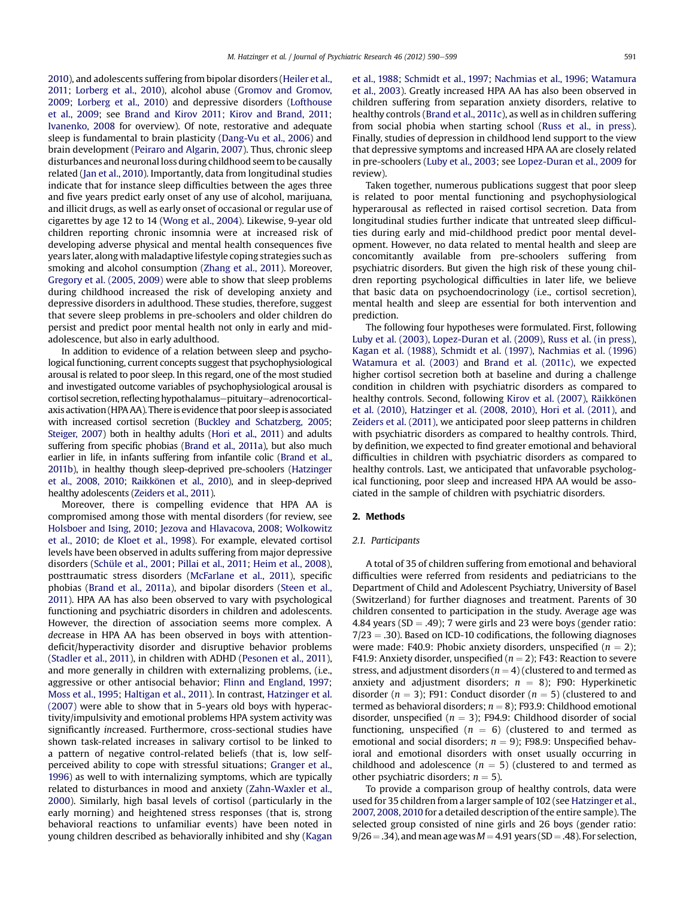2010), and adolescents suffering from bipolar disorders (Heiler et al., 2011; Lorberg et al., 2010), alcohol abuse (Gromov and Gromov, 2009; Lorberg et al., 2010) and depressive disorders (Lofthouse et al., 2009; see Brand and Kirov 2011; Kirov and Brand, 2011; Ivanenko, 2008 for overview). Of note, restorative and adequate sleep is fundamental to brain plasticity (Dang-Vu et al., 2006) and brain development (Peiraro and Algarin, 2007). Thus, chronic sleep disturbances and neuronal loss during childhood seem to be causally related (Jan et al., 2010). Importantly, data from longitudinal studies indicate that for instance sleep difficulties between the ages three and five years predict early onset of any use of alcohol, marijuana, and illicit drugs, as well as early onset of occasional or regular use of cigarettes by age 12 to 14 (Wong et al., 2004). Likewise, 9-year old children reporting chronic insomnia were at increased risk of developing adverse physical and mental health consequences five years later, along with maladaptive lifestyle coping strategies such as smoking and alcohol consumption (Zhang et al., 2011). Moreover, Gregory et al. (2005, 2009) were able to show that sleep problems during childhood increased the risk of developing anxiety and depressive disorders in adulthood. These studies, therefore, suggest that severe sleep problems in pre-schoolers and older children do persist and predict poor mental health not only in early and mid-adolescence, but also in early adulthood.

In addition to evidence of a relation between sleep and psychological functioning, current concepts suggest that psychophysiological arousal is related to poor sleep. In this regard, one of the most studied and investigated outcome variables of psychophysiological arousal is cortisol secretion, reflecting hypothalamus–pituitary–adrenocortical-axis activation (HPA AA). There is evidence that poor sleep is associated with increased cortisol secretion (Buckley and Schatzberg, 2005; Steiger, 2007) both in healthy adults (Hori et al., 2011) and adults suffering from specific phobias (Brand et al., 2011a), but also much earlier in life, in infants suffering from infantile colic (Brand et al., 2011b), in healthy though sleep-deprived pre-schoolers (Hatzinger et al., 2008, 2010; Räikkönen et al., 2010), and in sleep-deprived healthy adolescents (Zeiders et al., 2011).

Moreover, there is compelling evidence that HPA AA is compromised among those with mental disorders (for review, see Holsboer and Ising, 2010; Jezova and Hlavacova, 2008; Wolkowitz et al., 2010; de Kloet et al., 1998). For example, elevated cortisol levels have been observed in adults suffering from major depressive disorders (Schüle et al., 2001; Pillai et al., 2011; Heim et al., 2008), posttraumatic stress disorders (McFarlane et al., 2011), specific phobias (Brand et al., 2011a), and bipolar disorders (Steen et al., 2011). HPA AA has also been observed to vary with psychological functioning and psychiatric disorders in children and adolescents. However, the direction of association seems more complex. A *de*crease in HPA AA has been observed in boys with attention-deficit/hyperactivity disorder and disruptive behavior problems (Stadler et al., 2011), in children with ADHD (Pesonen et al., 2011), and more generally in children with externalizing problems, (i.e., aggressive or other antisocial behavior; Flinn and England, 1997; Moss et al., 1995; Haltigan et al., 2011). In contrast, Hatzinger et al. (2007) were able to show that in 5-years old boys with hyperactivity/impulsivity and emotional problems HPA system activity was significantly *in*creased. Furthermore, cross-sectional studies have shown task-related increases in salivary cortisol to be linked to a pattern of negative control-related beliefs (that is, low self-perceived ability to cope with stressful situations; Granger et al., 1996) as well to with internalizing symptoms, which are typically related to disturbances in mood and anxiety (Zahn-Waxler et al., 2000). Similarly, high basal levels of cortisol (particularly in the early morning) and heightened stress responses (that is, strong behavioral reactions to unfamiliar events) have been noted in young children described as behaviorally inhibited and shy (Kagan et al., 1988; Schmidt et al., 1997; Nachmias et al., 1996; Watamura et al., 2003). Greatly increased HPA AA has also been observed in children suffering from separation anxiety disorders, relative to healthy controls (Brand et al., 2011c), as well as in children suffering from social phobia when starting school (Russ et al., in press). Finally, studies of depression in childhood lend support to the view that depressive symptoms and increased HPA AA are closely related in pre-schoolers (Luby et al., 2003; see Lopez-Duran et al., 2009 for review).

Taken together, numerous publications suggest that poor sleep is related to poor mental functioning and psychophysiological hyperarousal as reflected in raised cortisol secretion. Data from longitudinal studies further indicate that untreated sleep difficulties during early and mid-childhood predict poor mental development. However, no data related to mental health and sleep are concomitantly available from pre-schoolers suffering from psychiatric disorders. But given the high risk of these young children reporting psychological difficulties in later life, we believe that basic data on psychoendocrinology (i.e., cortisol secretion), mental health and sleep are essential for both intervention and prediction.

The following four hypotheses were formulated. First, following Luby et al. (2003), Lopez-Duran et al. (2009), Russ et al. (in press), Kagan et al. (1988), Schmidt et al. (1997), Nachmias et al. (1996) Watamura et al. (2003) and Brand et al. (2011c), we expected higher cortisol secretion both at baseline and during a challenge condition in children with psychiatric disorders as compared to healthy controls. Second, following Kirov et al. (2007), Räikkönen et al. (2010), Hatzinger et al. (2008, 2010), Hori et al. (2011), and Zeiders et al. (2011), we anticipated poor sleep patterns in children with psychiatric disorders as compared to healthy controls. Third, by definition, we expected to find greater emotional and behavioral difficulties in children with psychiatric disorders as compared to healthy controls. Last, we anticipated that unfavorable psychological functioning, poor sleep and increased HPA AA would be associated in the sample of children with psychiatric disorders.

## 2. Methods

### 2.1. Participants

A total of 35 of children suffering from emotional and behavioral difficulties were referred from residents and pediatricians to the Department of Child and Adolescent Psychiatry, University of Basel (Switzerland) for further diagnoses and treatment. Parents of 30 children consented to participation in the study. Average age was 4.84 years (SD = .49); 7 were girls and 23 were boys (gender ratio: 7/23 = .30). Based on ICD-10 codifications, the following diagnoses were made: F40.9: Phobic anxiety disorders, unspecified ($n = 2$); F41.9: Anxiety disorder, unspecified ($n = 2$); F43: Reaction to severe stress, and adjustment disorders ($n = 4$) (clustered to and termed as anxiety and adjustment disorders; $n = 8$); F90: Hyperkinetic disorder ($n = 3$); F91: Conduct disorder ($n = 5$) (clustered to and termed as behavioral disorders; $n = 8$); F93.9: Childhood emotional disorder, unspecified ($n = 3$); F94.9: Childhood disorder of social functioning, unspecified ($n = 6$) (clustered to and termed as emotional and social disorders; $n = 9$); F98.9: Unspecified behavioral and emotional disorders with onset usually occurring in childhood and adolescence ($n = 5$) (clustered to and termed as other psychiatric disorders; $n = 5$).

To provide a comparison group of healthy controls, data were used for 35 children from a larger sample of 102 (see Hatzinger et al., 2007, 2008, 2010 for a detailed description of the entire sample). The selected group consisted of nine girls and 26 boys (gender ratio: 9/26 = .34), and mean age was $M = 4.91$ years (SD = .48). For selection,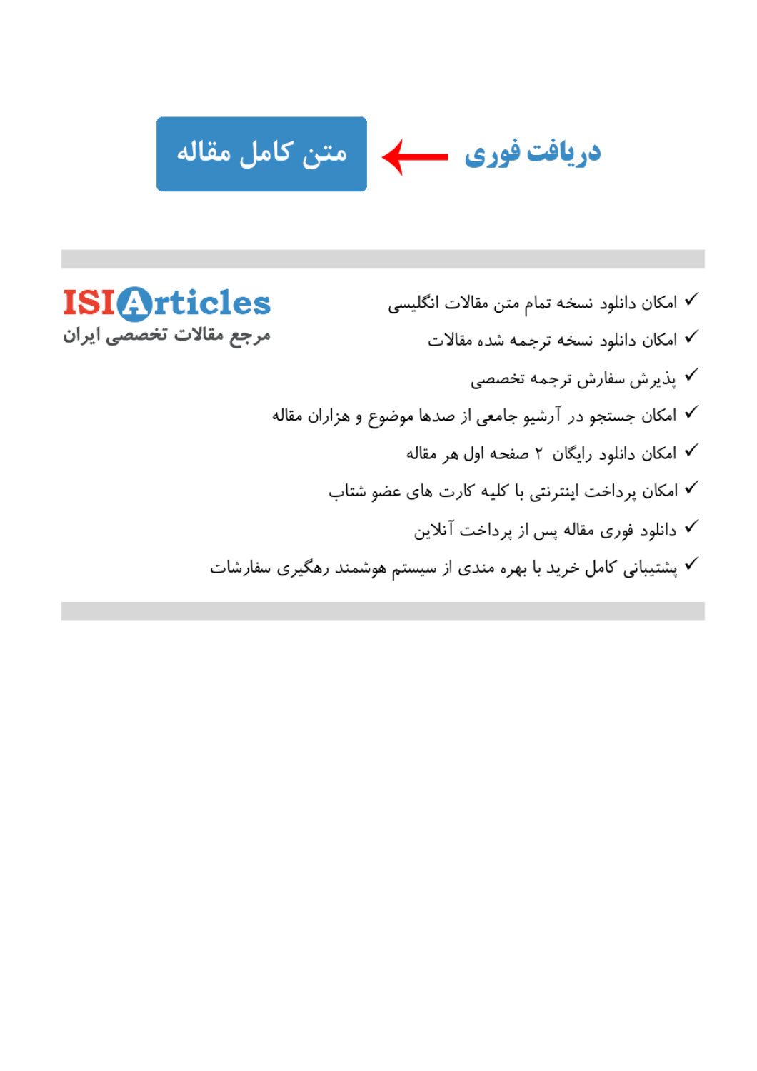دریافت فوری ← **متن کامل مقاله**

**ISIArticles**
مرجع مقالات تخصصی ایران

- ✓ امکان دانلود نسخه تمام متن مقالات انگلیسی
- ✓ امکان دانلود نسخه ترجمه شده مقالات
- ✓ پذیرش سفارش ترجمه تخصصی
- ✓ امکان جستجو در آرشیو جامعی از صدها موضوع و هزاران مقاله
- ✓ امکان دانلود رایگان ۲ صفحه اول هر مقاله
- ✓ امکان پرداخت اینترنتی با کلیه کارت های عضو شتاب
- ✓ دانلود فوری مقاله پس از پرداخت آنلاین
- ✓ پشتیبانی کامل خرید با بهره مندی از سیستم هوشمند رهگیری سفارشات